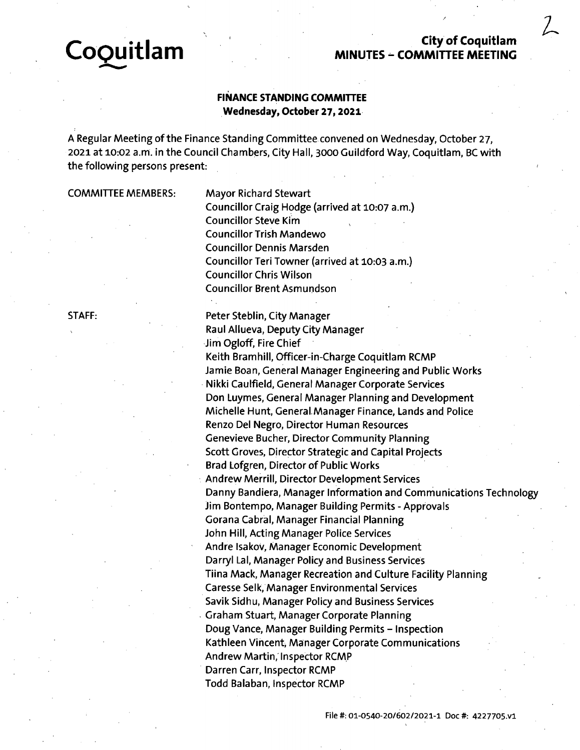# Coquitlam

**City of Coquitlam**
**MINUTES – COMMITTEE MEETING**

## FINANCE STANDING COMMITTEE
**Wednesday, October 27, 2021**

A Regular Meeting of the Finance Standing Committee convened on Wednesday, October 27, 2021 at 10:02 a.m. in the Council Chambers, City Hall, 3000 Guildford Way, Coquitlam, BC with the following persons present:

COMMITTEE MEMBERS:

Mayor Richard Stewart
Councillor Craig Hodge (arrived at 10:07 a.m.)
Councillor Steve Kim
Councillor Trish Mandewo
Councillor Dennis Marsden
Councillor Teri Towner (arrived at 10:03 a.m.)
Councillor Chris Wilson
Councillor Brent Asmundson

STAFF:

Peter Steblin, City Manager
Raul Allueva, Deputy City Manager
Jim Ogloff, Fire Chief
Keith Bramhill, Officer-in-Charge Coquitlam RCMP
Jamie Boan, General Manager Engineering and Public Works
Nikki Caulfield, General Manager Corporate Services
Don Luymes, General Manager Planning and Development
Michelle Hunt, General Manager Finance, Lands and Police
Renzo Del Negro, Director Human Resources
Genevieve Bucher, Director Community Planning
Scott Groves, Director Strategic and Capital Projects
Brad Lofgren, Director of Public Works
Andrew Merrill, Director Development Services
Danny Bandiera, Manager Information and Communications Technology
Jim Bontempo, Manager Building Permits - Approvals
Gorana Cabral, Manager Financial Planning
John Hill, Acting Manager Police Services
Andre Isakov, Manager Economic Development
Darryl Lal, Manager Policy and Business Services
Tiina Mack, Manager Recreation and Culture Facility Planning
Caresse Selk, Manager Environmental Services
Savik Sidhu, Manager Policy and Business Services
Graham Stuart, Manager Corporate Planning
Doug Vance, Manager Building Permits – Inspection
Kathleen Vincent, Manager Corporate Communications
Andrew Martin, Inspector RCMP
Darren Carr, Inspector RCMP
Todd Balaban, Inspector RCMP

File #: 01-0540-20/602/2021-1 Doc #: 4227705.v1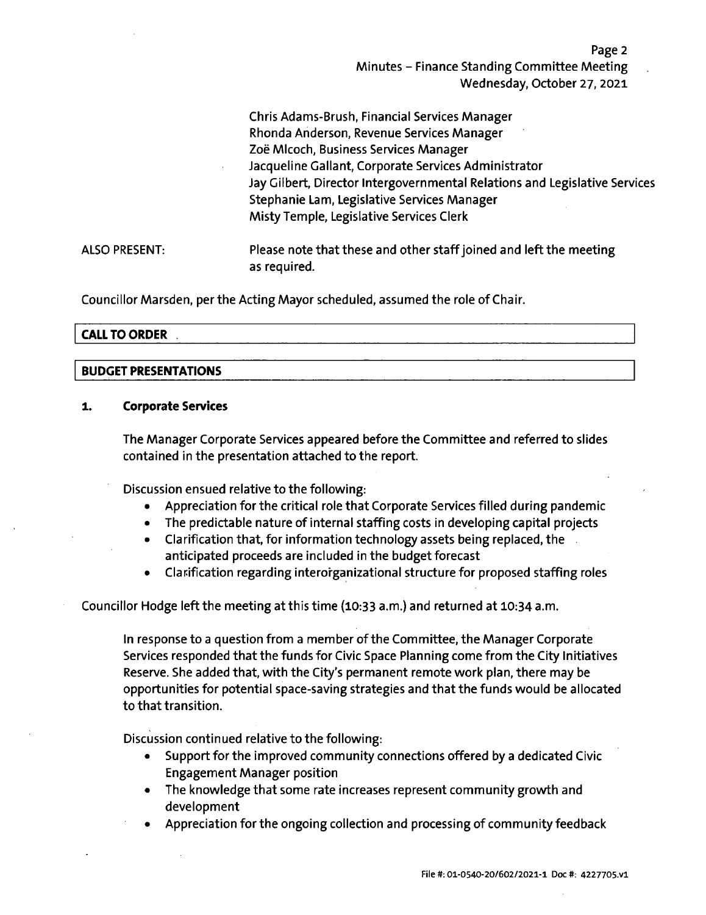Chris Adams-Brush, Financial Services Manager
Rhonda Anderson, Revenue Services Manager
Zoë Mlcoch, Business Services Manager
Jacqueline Gallant, Corporate Services Administrator
Jay Gilbert, Director Intergovernmental Relations and Legislative Services
Stephanie Lam, Legislative Services Manager
Misty Temple, Legislative Services Clerk

ALSO PRESENT: Please note that these and other staff joined and left the meeting as required.

Councillor Marsden, per the Acting Mayor scheduled, assumed the role of Chair.

## CALL TO ORDER

## BUDGET PRESENTATIONS

### 1. Corporate Services

The Manager Corporate Services appeared before the Committee and referred to slides contained in the presentation attached to the report.

Discussion ensued relative to the following:

- Appreciation for the critical role that Corporate Services filled during pandemic
- The predictable nature of internal staffing costs in developing capital projects
- Clarification that, for information technology assets being replaced, the anticipated proceeds are included in the budget forecast
- Clarification regarding interorganizational structure for proposed staffing roles

Councillor Hodge left the meeting at this time (10:33 a.m.) and returned at 10:34 a.m.

In response to a question from a member of the Committee, the Manager Corporate Services responded that the funds for Civic Space Planning come from the City Initiatives Reserve. She added that, with the City's permanent remote work plan, there may be opportunities for potential space-saving strategies and that the funds would be allocated to that transition.

Discussion continued relative to the following:

- Support for the improved community connections offered by a dedicated Civic Engagement Manager position
- The knowledge that some rate increases represent community growth and development
- Appreciation for the ongoing collection and processing of community feedback

File #: 01-0540-20/602/2021-1 Doc #: 4227705.v1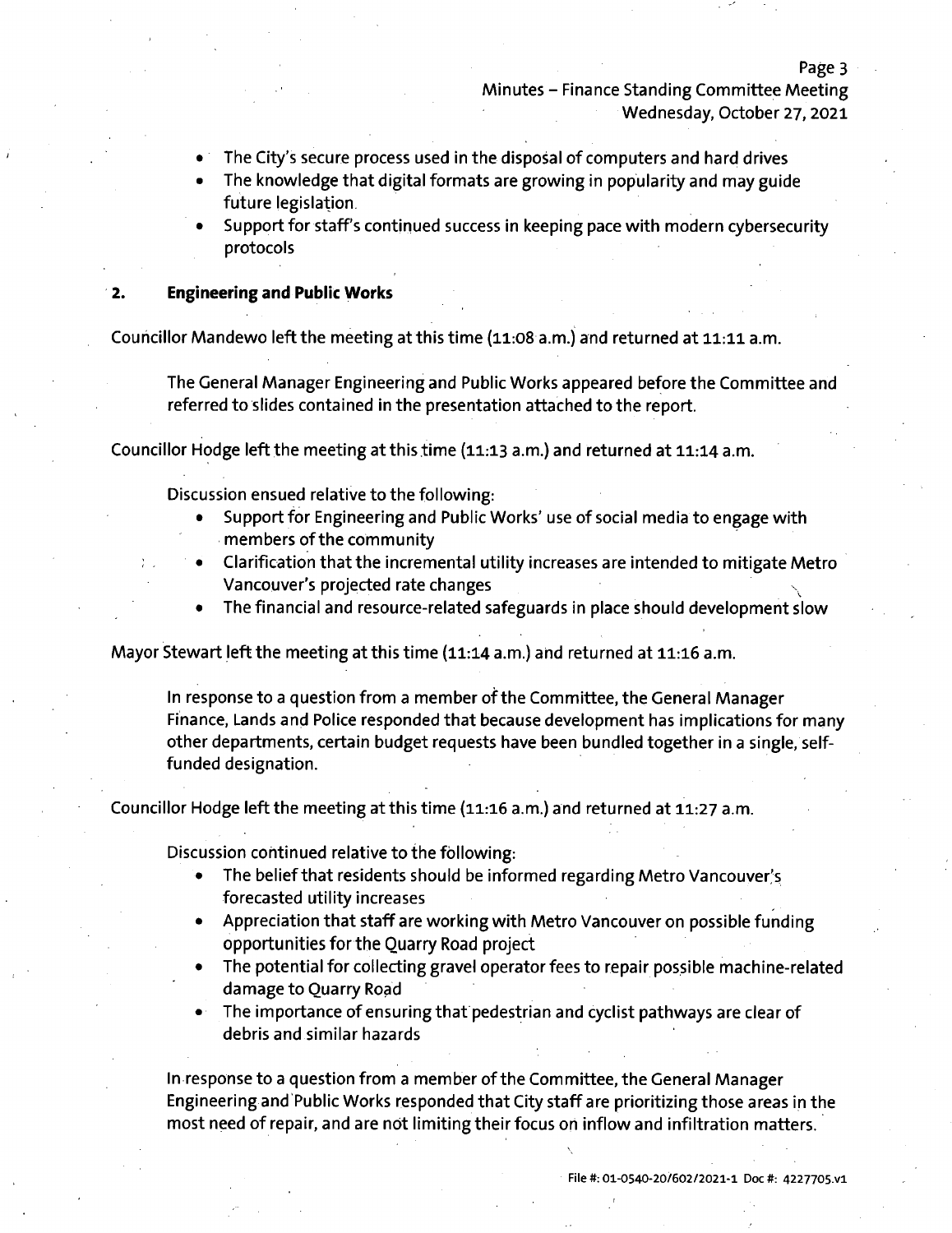- The City's secure process used in the disposal of computers and hard drives
- The knowledge that digital formats are growing in popularity and may guide future legislation.
- Support for staff's continued success in keeping pace with modern cybersecurity protocols

## 2. Engineering and Public Works

Councillor Mandewo left the meeting at this time (11:08 a.m.) and returned at 11:11 a.m.

The General Manager Engineering and Public Works appeared before the Committee and referred to slides contained in the presentation attached to the report.

Councillor Hodge left the meeting at this time (11:13 a.m.) and returned at 11:14 a.m.

Discussion ensued relative to the following:

- Support for Engineering and Public Works' use of social media to engage with members of the community
- Clarification that the incremental utility increases are intended to mitigate Metro Vancouver's projected rate changes
- The financial and resource-related safeguards in place should development slow

Mayor Stewart left the meeting at this time (11:14 a.m.) and returned at 11:16 a.m.

In response to a question from a member of the Committee, the General Manager Finance, Lands and Police responded that because development has implications for many other departments, certain budget requests have been bundled together in a single, self-funded designation.

Councillor Hodge left the meeting at this time (11:16 a.m.) and returned at 11:27 a.m.

Discussion continued relative to the following:

- The belief that residents should be informed regarding Metro Vancouver's forecasted utility increases
- Appreciation that staff are working with Metro Vancouver on possible funding opportunities for the Quarry Road project
- The potential for collecting gravel operator fees to repair possible machine-related damage to Quarry Road
- The importance of ensuring that pedestrian and cyclist pathways are clear of debris and similar hazards

In response to a question from a member of the Committee, the General Manager Engineering and Public Works responded that City staff are prioritizing those areas in the most need of repair, and are not limiting their focus on inflow and infiltration matters.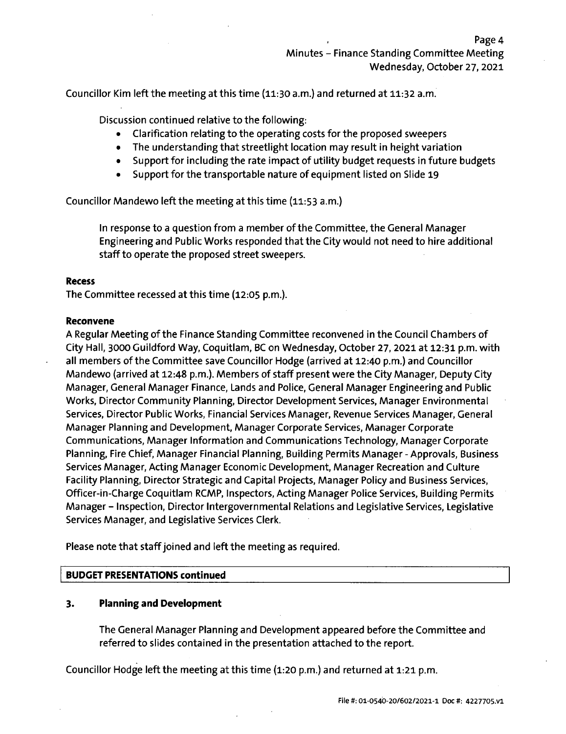Councillor Kim left the meeting at this time (11:30 a.m.) and returned at 11:32 a.m.

Discussion continued relative to the following:

- Clarification relating to the operating costs for the proposed sweepers
- The understanding that streetlight location may result in height variation
- Support for including the rate impact of utility budget requests in future budgets
- Support for the transportable nature of equipment listed on Slide 19

Councillor Mandewo left the meeting at this time (11:53 a.m.)

In response to a question from a member of the Committee, the General Manager Engineering and Public Works responded that the City would not need to hire additional staff to operate the proposed street sweepers.

**Recess**

The Committee recessed at this time (12:05 p.m.).

**Reconvene**

A Regular Meeting of the Finance Standing Committee reconvened in the Council Chambers of City Hall, 3000 Guildford Way, Coquitlam, BC on Wednesday, October 27, 2021 at 12:31 p.m. with all members of the Committee save Councillor Hodge (arrived at 12:40 p.m.) and Councillor Mandewo (arrived at 12:48 p.m.). Members of staff present were the City Manager, Deputy City Manager, General Manager Finance, Lands and Police, General Manager Engineering and Public Works, Director Community Planning, Director Development Services, Manager Environmental Services, Director Public Works, Financial Services Manager, Revenue Services Manager, General Manager Planning and Development, Manager Corporate Services, Manager Corporate Communications, Manager Information and Communications Technology, Manager Corporate Planning, Fire Chief, Manager Financial Planning, Building Permits Manager - Approvals, Business Services Manager, Acting Manager Economic Development, Manager Recreation and Culture Facility Planning, Director Strategic and Capital Projects, Manager Policy and Business Services, Officer-in-Charge Coquitlam RCMP, Inspectors, Acting Manager Police Services, Building Permits Manager – Inspection, Director Intergovernmental Relations and Legislative Services, Legislative Services Manager, and Legislative Services Clerk.

Please note that staff joined and left the meeting as required.

## BUDGET PRESENTATIONS continued

### 3. Planning and Development

The General Manager Planning and Development appeared before the Committee and referred to slides contained in the presentation attached to the report.

Councillor Hodge left the meeting at this time (1:20 p.m.) and returned at 1:21 p.m.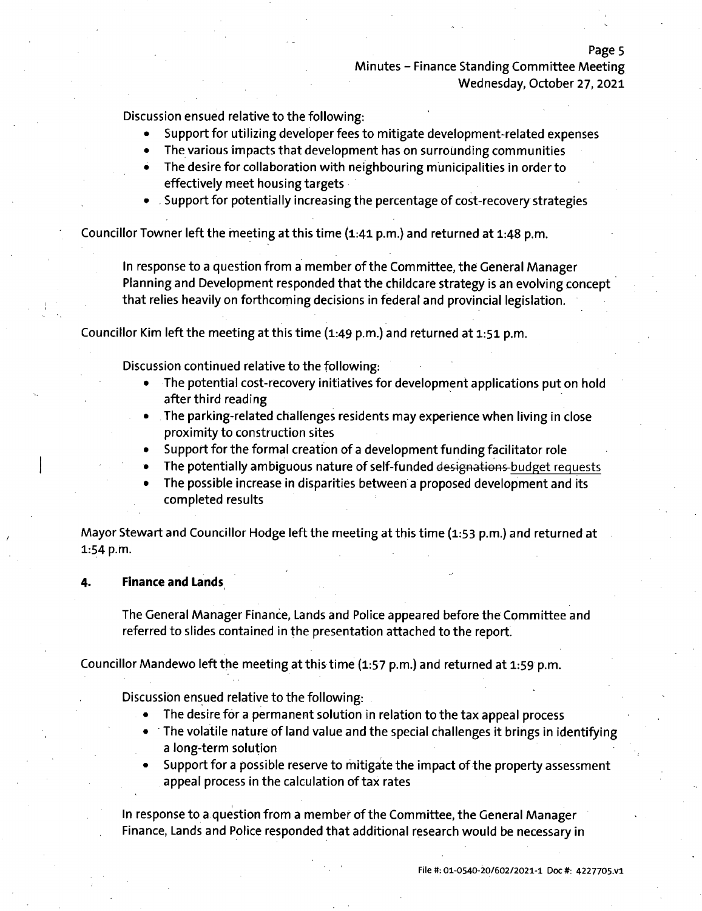Discussion ensued relative to the following:

- Support for utilizing developer fees to mitigate development-related expenses
- The various impacts that development has on surrounding communities
- The desire for collaboration with neighbouring municipalities in order to effectively meet housing targets
- Support for potentially increasing the percentage of cost-recovery strategies

Councillor Towner left the meeting at this time (1:41 p.m.) and returned at 1:48 p.m.

In response to a question from a member of the Committee, the General Manager Planning and Development responded that the childcare strategy is an evolving concept that relies heavily on forthcoming decisions in federal and provincial legislation.

Councillor Kim left the meeting at this time (1:49 p.m.) and returned at 1:51 p.m.

Discussion continued relative to the following:

- The potential cost-recovery initiatives for development applications put on hold after third reading
- The parking-related challenges residents may experience when living in close proximity to construction sites
- Support for the formal creation of a development funding facilitator role
- The potentially ambiguous nature of self-funded ~~designations~~ budget requests
- The possible increase in disparities between a proposed development and its completed results

Mayor Stewart and Councillor Hodge left the meeting at this time (1:53 p.m.) and returned at 1:54 p.m.

## 4. Finance and Lands

The General Manager Finance, Lands and Police appeared before the Committee and referred to slides contained in the presentation attached to the report.

Councillor Mandewo left the meeting at this time (1:57 p.m.) and returned at 1:59 p.m.

Discussion ensued relative to the following:

- The desire for a permanent solution in relation to the tax appeal process
- The volatile nature of land value and the special challenges it brings in identifying a long-term solution
- Support for a possible reserve to mitigate the impact of the property assessment appeal process in the calculation of tax rates

In response to a question from a member of the Committee, the General Manager Finance, Lands and Police responded that additional research would be necessary in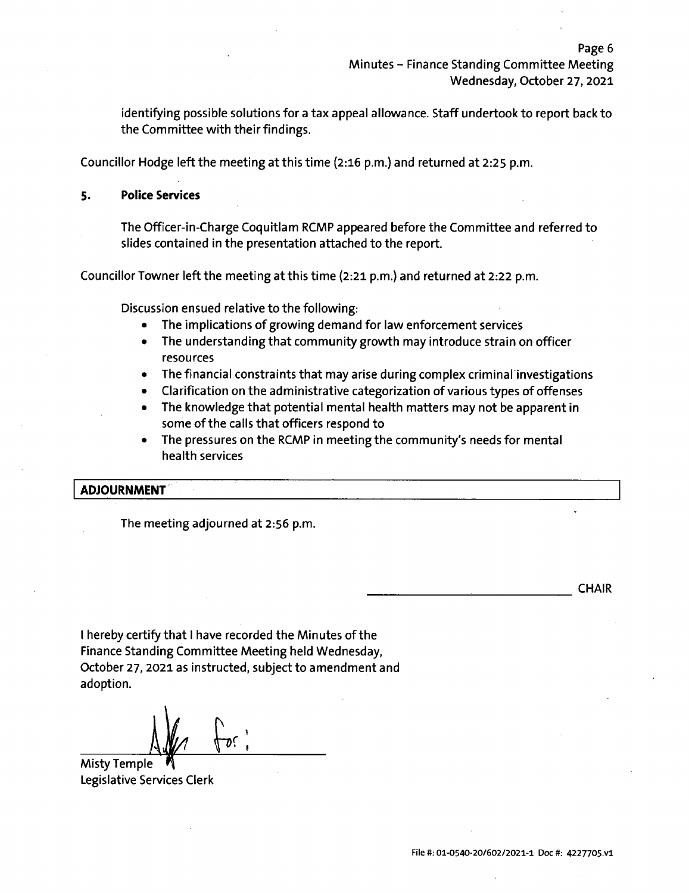identifying possible solutions for a tax appeal allowance. Staff undertook to report back to the Committee with their findings.

Councillor Hodge left the meeting at this time (2:16 p.m.) and returned at 2:25 p.m.

## 5. Police Services

The Officer-in-Charge Coquitlam RCMP appeared before the Committee and referred to slides contained in the presentation attached to the report.

Councillor Towner left the meeting at this time (2:21 p.m.) and returned at 2:22 p.m.

Discussion ensued relative to the following:

- The implications of growing demand for law enforcement services
- The understanding that community growth may introduce strain on officer resources
- The financial constraints that may arise during complex criminal investigations
- Clarification on the administrative categorization of various types of offenses
- The knowledge that potential mental health matters may not be apparent in some of the calls that officers respond to
- The pressures on the RCMP in meeting the community's needs for mental health services

## ADJOURNMENT

The meeting adjourned at 2:56 p.m.

\_\_\_\_\_\_\_\_\_\_\_\_\_\_\_\_\_\_\_\_\_\_\_\_\_\_\_\_\_\_ CHAIR

I hereby certify that I have recorded the Minutes of the Finance Standing Committee Meeting held Wednesday, October 27, 2021 as instructed, subject to amendment and adoption.

Misty Temple
Legislative Services Clerk

File #: 01-0540-20/602/2021-1 Doc #: 4227705.v1